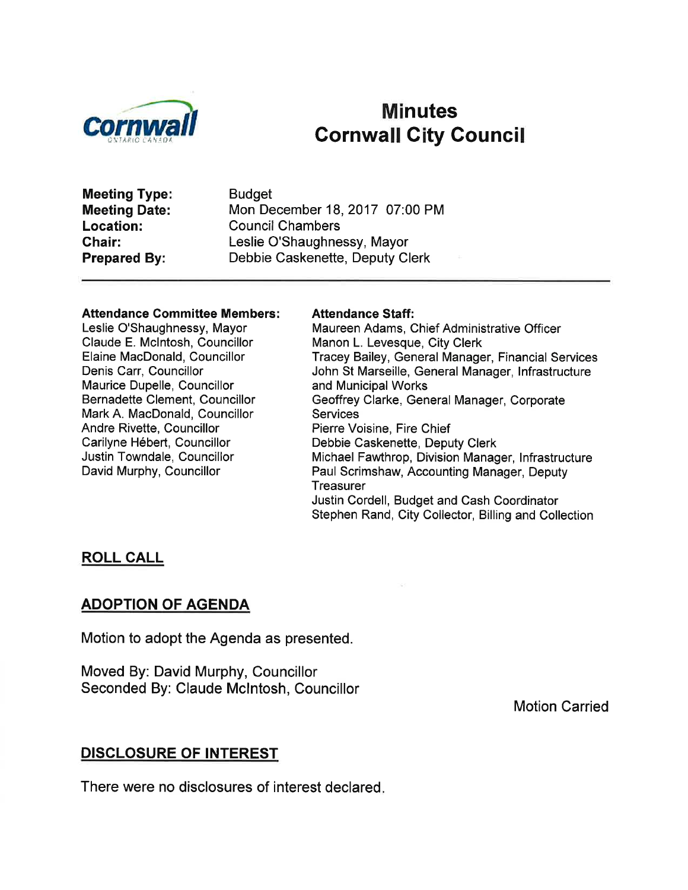# Minutes
# Cornwall City Council

**Meeting Type:** Budget
**Meeting Date:** Mon December 18, 2017 07:00 PM
**Location:** Council Chambers
**Chair:** Leslie O'Shaughnessy, Mayor
**Prepared By:** Debbie Caskenette, Deputy Clerk

---

**Attendance Committee Members:**
Leslie O'Shaughnessy, Mayor
Claude E. McIntosh, Councillor
Elaine MacDonald, Councillor
Denis Carr, Councillor
Maurice Dupelle, Councillor
Bernadette Clement, Councillor
Mark A. MacDonald, Councillor
Andre Rivette, Councillor
Carilyne Hébert, Councillor
Justin Towndale, Councillor
David Murphy, Councillor

**Attendance Staff:**
Maureen Adams, Chief Administrative Officer
Manon L. Levesque, City Clerk
Tracey Bailey, General Manager, Financial Services
John St Marseille, General Manager, Infrastructure and Municipal Works
Geoffrey Clarke, General Manager, Corporate Services
Pierre Voisine, Fire Chief
Debbie Caskenette, Deputy Clerk
Michael Fawthrop, Division Manager, Infrastructure
Paul Scrimshaw, Accounting Manager, Deputy Treasurer
Justin Cordell, Budget and Cash Coordinator
Stephen Rand, City Collector, Billing and Collection

## ROLL CALL

## ADOPTION OF AGENDA

Motion to adopt the Agenda as presented.

Moved By: David Murphy, Councillor
Seconded By: Claude McIntosh, Councillor

Motion Carried

## DISCLOSURE OF INTEREST

There were no disclosures of interest declared.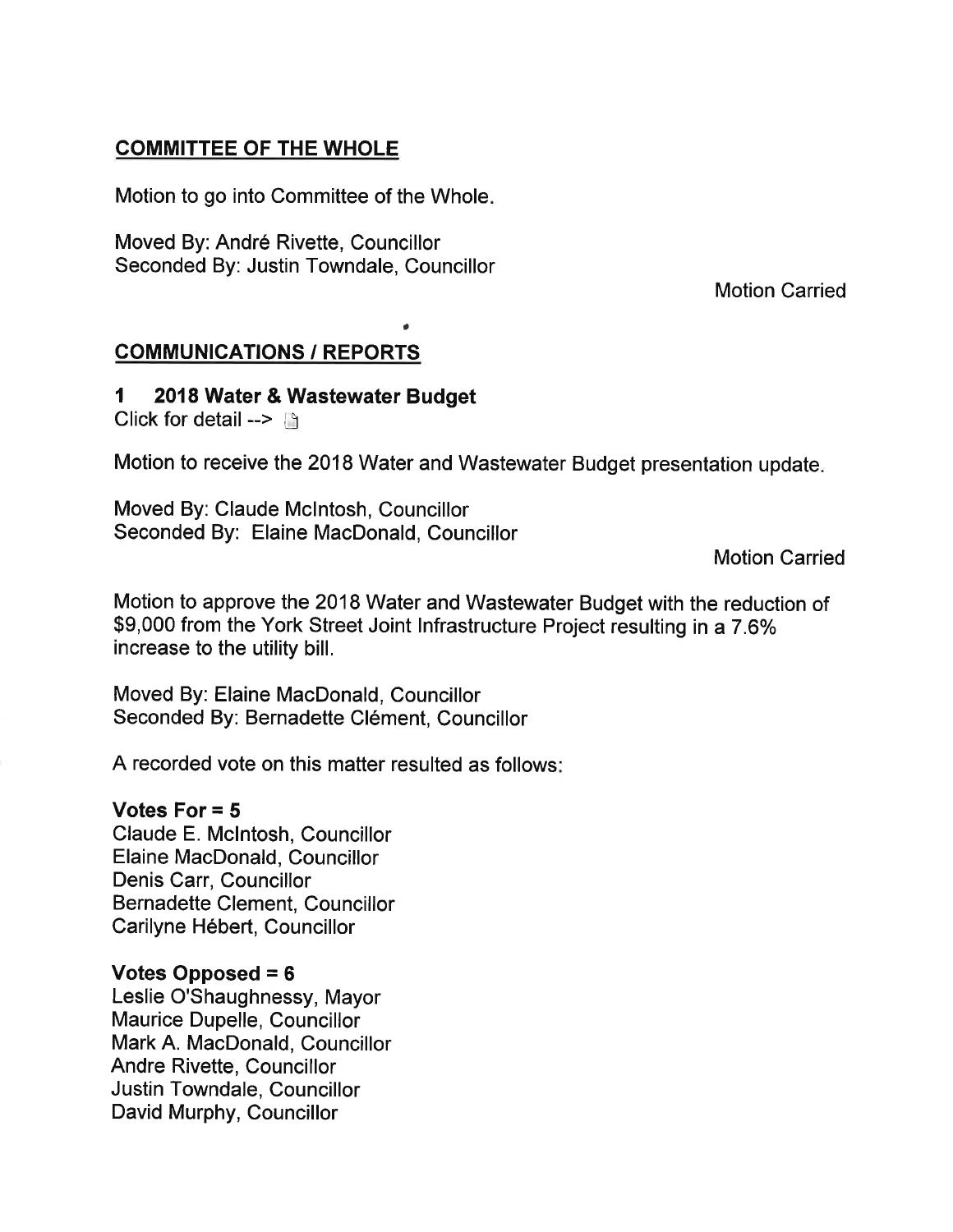## COMMITTEE OF THE WHOLE

Motion to go into Committee of the Whole.

Moved By: André Rivette, Councillor
Seconded By: Justin Towndale, Councillor

Motion Carried

## COMMUNICATIONS / REPORTS

### 1 2018 Water & Wastewater Budget

Click for detail -->

Motion to receive the 2018 Water and Wastewater Budget presentation update.

Moved By: Claude McIntosh, Councillor
Seconded By: Elaine MacDonald, Councillor

Motion Carried

Motion to approve the 2018 Water and Wastewater Budget with the reduction of $9,000 from the York Street Joint Infrastructure Project resulting in a 7.6% increase to the utility bill.

Moved By: Elaine MacDonald, Councillor
Seconded By: Bernadette Clément, Councillor

A recorded vote on this matter resulted as follows:

**Votes For = 5**
Claude E. McIntosh, Councillor
Elaine MacDonald, Councillor
Denis Carr, Councillor
Bernadette Clement, Councillor
Carilyne Hébert, Councillor

**Votes Opposed = 6**
Leslie O'Shaughnessy, Mayor
Maurice Dupelle, Councillor
Mark A. MacDonald, Councillor
Andre Rivette, Councillor
Justin Towndale, Councillor
David Murphy, Councillor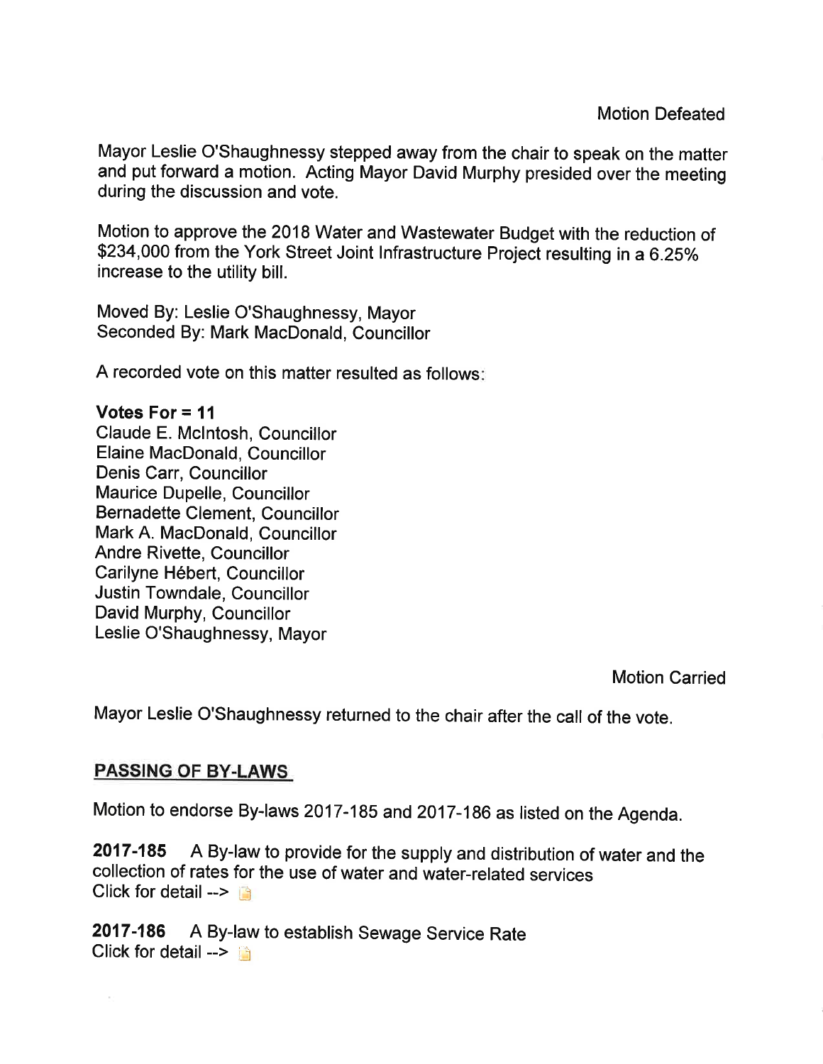Motion Defeated

Mayor Leslie O'Shaughnessy stepped away from the chair to speak on the matter and put forward a motion. Acting Mayor David Murphy presided over the meeting during the discussion and vote.

Motion to approve the 2018 Water and Wastewater Budget with the reduction of $234,000 from the York Street Joint Infrastructure Project resulting in a 6.25% increase to the utility bill.

Moved By: Leslie O'Shaughnessy, Mayor
Seconded By: Mark MacDonald, Councillor

A recorded vote on this matter resulted as follows:

**Votes For = 11**
Claude E. McIntosh, Councillor
Elaine MacDonald, Councillor
Denis Carr, Councillor
Maurice Dupelle, Councillor
Bernadette Clement, Councillor
Mark A. MacDonald, Councillor
Andre Rivette, Councillor
Carilyne Hébert, Councillor
Justin Towndale, Councillor
David Murphy, Councillor
Leslie O'Shaughnessy, Mayor

Motion Carried

Mayor Leslie O'Shaughnessy returned to the chair after the call of the vote.

## PASSING OF BY-LAWS

Motion to endorse By-laws 2017-185 and 2017-186 as listed on the Agenda.

**2017-185** A By-law to provide for the supply and distribution of water and the collection of rates for the use of water and water-related services
Click for detail -->

**2017-186** A By-law to establish Sewage Service Rate
Click for detail -->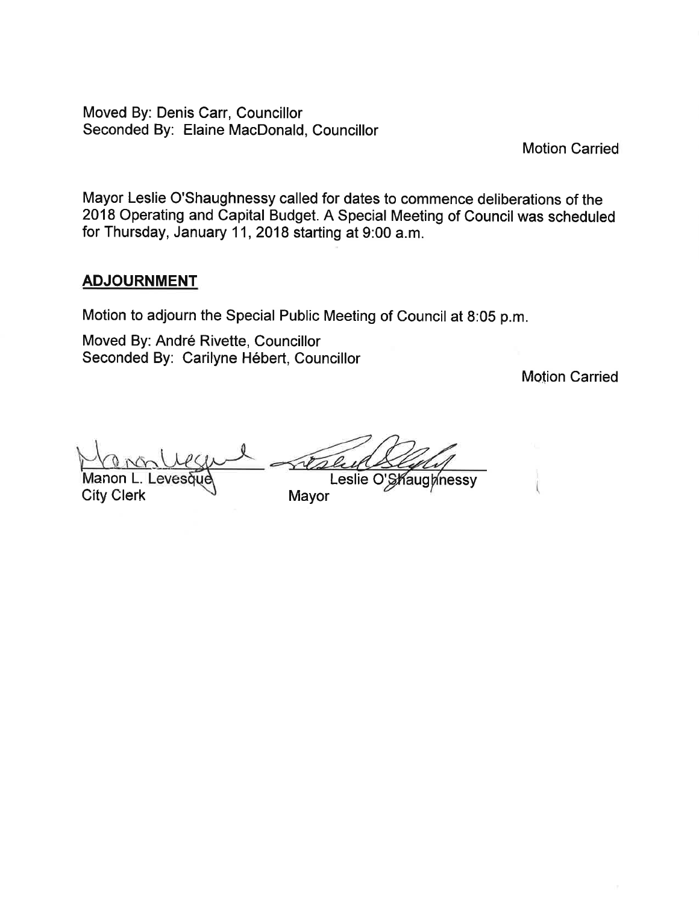Moved By: Denis Carr, Councillor
Seconded By: Elaine MacDonald, Councillor

Motion Carried

Mayor Leslie O'Shaughnessy called for dates to commence deliberations of the 2018 Operating and Capital Budget. A Special Meeting of Council was scheduled for Thursday, January 11, 2018 starting at 9:00 a.m.

## ADJOURNMENT

Motion to adjourn the Special Public Meeting of Council at 8:05 p.m.

Moved By: André Rivette, Councillor
Seconded By: Carilyne Hébert, Councillor

Motion Carried

Manon L. Levesque
City Clerk

Leslie O'Shaughnessy
Mayor